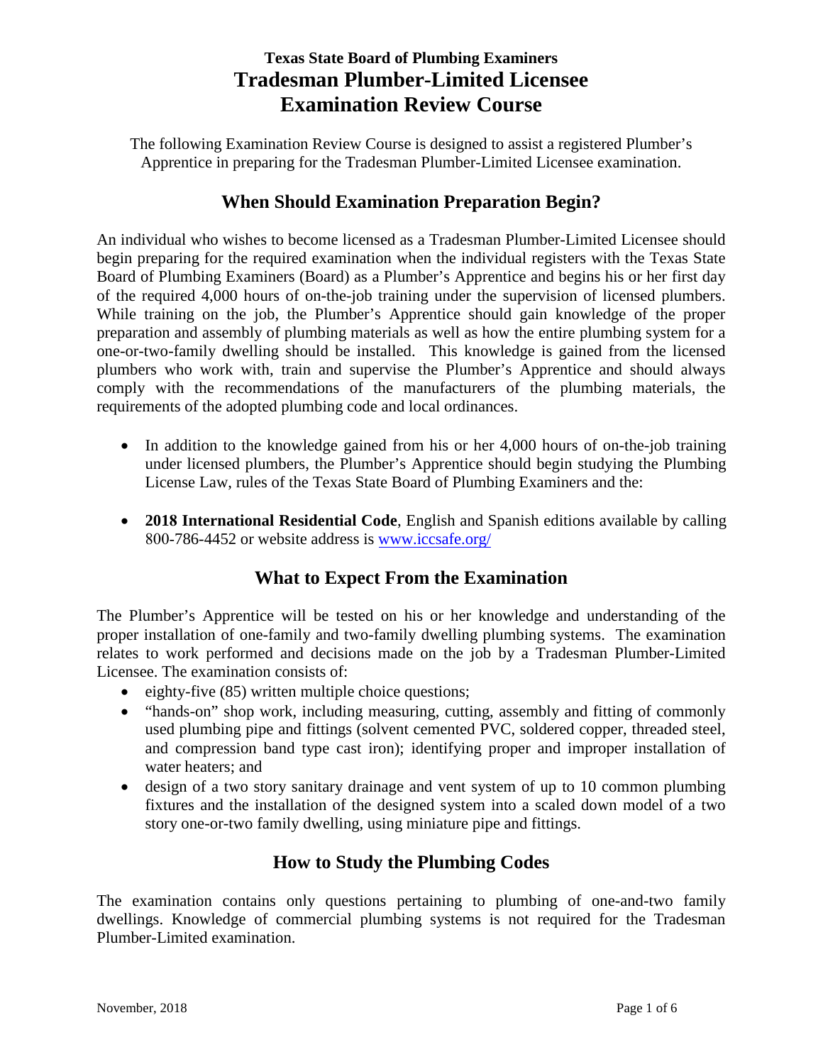# Texas State Board of Plumbing Examiners
# Tradesman Plumber-Limited Licensee Examination Review Course

The following Examination Review Course is designed to assist a registered Plumber's Apprentice in preparing for the Tradesman Plumber-Limited Licensee examination.

## When Should Examination Preparation Begin?

An individual who wishes to become licensed as a Tradesman Plumber-Limited Licensee should begin preparing for the required examination when the individual registers with the Texas State Board of Plumbing Examiners (Board) as a Plumber's Apprentice and begins his or her first day of the required 4,000 hours of on-the-job training under the supervision of licensed plumbers. While training on the job, the Plumber's Apprentice should gain knowledge of the proper preparation and assembly of plumbing materials as well as how the entire plumbing system for a one-or-two-family dwelling should be installed. This knowledge is gained from the licensed plumbers who work with, train and supervise the Plumber's Apprentice and should always comply with the recommendations of the manufacturers of the plumbing materials, the requirements of the adopted plumbing code and local ordinances.

- In addition to the knowledge gained from his or her 4,000 hours of on-the-job training under licensed plumbers, the Plumber's Apprentice should begin studying the Plumbing License Law, rules of the Texas State Board of Plumbing Examiners and the:
- **2018 International Residential Code**, English and Spanish editions available by calling 800-786-4452 or website address is www.iccsafe.org/

## What to Expect From the Examination

The Plumber's Apprentice will be tested on his or her knowledge and understanding of the proper installation of one-family and two-family dwelling plumbing systems. The examination relates to work performed and decisions made on the job by a Tradesman Plumber-Limited Licensee. The examination consists of:

- eighty-five (85) written multiple choice questions;
- "hands-on" shop work, including measuring, cutting, assembly and fitting of commonly used plumbing pipe and fittings (solvent cemented PVC, soldered copper, threaded steel, and compression band type cast iron); identifying proper and improper installation of water heaters; and
- design of a two story sanitary drainage and vent system of up to 10 common plumbing fixtures and the installation of the designed system into a scaled down model of a two story one-or-two family dwelling, using miniature pipe and fittings.

## How to Study the Plumbing Codes

The examination contains only questions pertaining to plumbing of one-and-two family dwellings. Knowledge of commercial plumbing systems is not required for the Tradesman Plumber-Limited examination.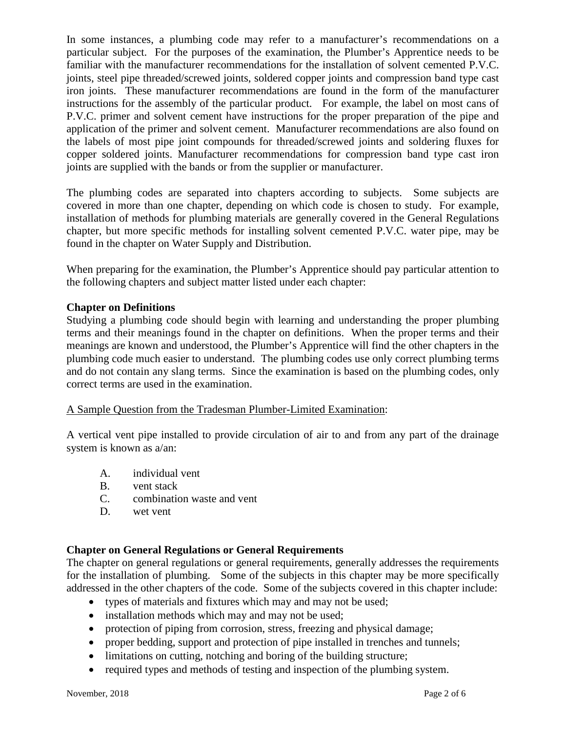In some instances, a plumbing code may refer to a manufacturer's recommendations on a particular subject. For the purposes of the examination, the Plumber's Apprentice needs to be familiar with the manufacturer recommendations for the installation of solvent cemented P.V.C. joints, steel pipe threaded/screwed joints, soldered copper joints and compression band type cast iron joints. These manufacturer recommendations are found in the form of the manufacturer instructions for the assembly of the particular product. For example, the label on most cans of P.V.C. primer and solvent cement have instructions for the proper preparation of the pipe and application of the primer and solvent cement. Manufacturer recommendations are also found on the labels of most pipe joint compounds for threaded/screwed joints and soldering fluxes for copper soldered joints. Manufacturer recommendations for compression band type cast iron joints are supplied with the bands or from the supplier or manufacturer.

The plumbing codes are separated into chapters according to subjects. Some subjects are covered in more than one chapter, depending on which code is chosen to study. For example, installation of methods for plumbing materials are generally covered in the General Regulations chapter, but more specific methods for installing solvent cemented P.V.C. water pipe, may be found in the chapter on Water Supply and Distribution.

When preparing for the examination, the Plumber's Apprentice should pay particular attention to the following chapters and subject matter listed under each chapter:

**Chapter on Definitions**

Studying a plumbing code should begin with learning and understanding the proper plumbing terms and their meanings found in the chapter on definitions. When the proper terms and their meanings are known and understood, the Plumber's Apprentice will find the other chapters in the plumbing code much easier to understand. The plumbing codes use only correct plumbing terms and do not contain any slang terms. Since the examination is based on the plumbing codes, only correct terms are used in the examination.

<u>A Sample Question from the Tradesman Plumber-Limited Examination</u>:

A vertical vent pipe installed to provide circulation of air to and from any part of the drainage system is known as a/an:

A. individual vent
B. vent stack
C. combination waste and vent
D. wet vent

**Chapter on General Regulations or General Requirements**

The chapter on general regulations or general requirements, generally addresses the requirements for the installation of plumbing. Some of the subjects in this chapter may be more specifically addressed in the other chapters of the code. Some of the subjects covered in this chapter include:

- types of materials and fixtures which may and may not be used;
- installation methods which may and may not be used;
- protection of piping from corrosion, stress, freezing and physical damage;
- proper bedding, support and protection of pipe installed in trenches and tunnels;
- limitations on cutting, notching and boring of the building structure;
- required types and methods of testing and inspection of the plumbing system.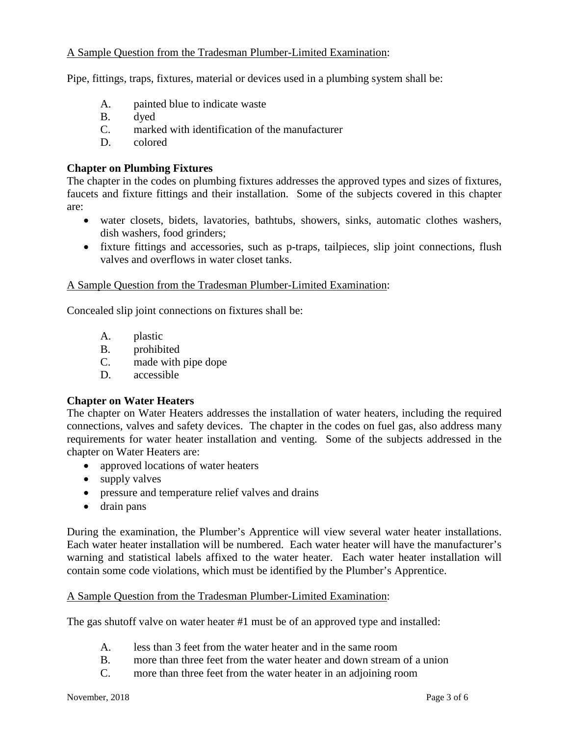A Sample Question from the Tradesman Plumber-Limited Examination:

Pipe, fittings, traps, fixtures, material or devices used in a plumbing system shall be:

A. painted blue to indicate waste
B. dyed
C. marked with identification of the manufacturer
D. colored

**Chapter on Plumbing Fixtures**

The chapter in the codes on plumbing fixtures addresses the approved types and sizes of fixtures, faucets and fixture fittings and their installation. Some of the subjects covered in this chapter are:

- water closets, bidets, lavatories, bathtubs, showers, sinks, automatic clothes washers, dish washers, food grinders;
- fixture fittings and accessories, such as p-traps, tailpieces, slip joint connections, flush valves and overflows in water closet tanks.

A Sample Question from the Tradesman Plumber-Limited Examination:

Concealed slip joint connections on fixtures shall be:

A. plastic
B. prohibited
C. made with pipe dope
D. accessible

**Chapter on Water Heaters**

The chapter on Water Heaters addresses the installation of water heaters, including the required connections, valves and safety devices. The chapter in the codes on fuel gas, also address many requirements for water heater installation and venting. Some of the subjects addressed in the chapter on Water Heaters are:

- approved locations of water heaters
- supply valves
- pressure and temperature relief valves and drains
- drain pans

During the examination, the Plumber's Apprentice will view several water heater installations. Each water heater installation will be numbered. Each water heater will have the manufacturer's warning and statistical labels affixed to the water heater. Each water heater installation will contain some code violations, which must be identified by the Plumber's Apprentice.

A Sample Question from the Tradesman Plumber-Limited Examination:

The gas shutoff valve on water heater #1 must be of an approved type and installed:

A. less than 3 feet from the water heater and in the same room
B. more than three feet from the water heater and down stream of a union
C. more than three feet from the water heater in an adjoining room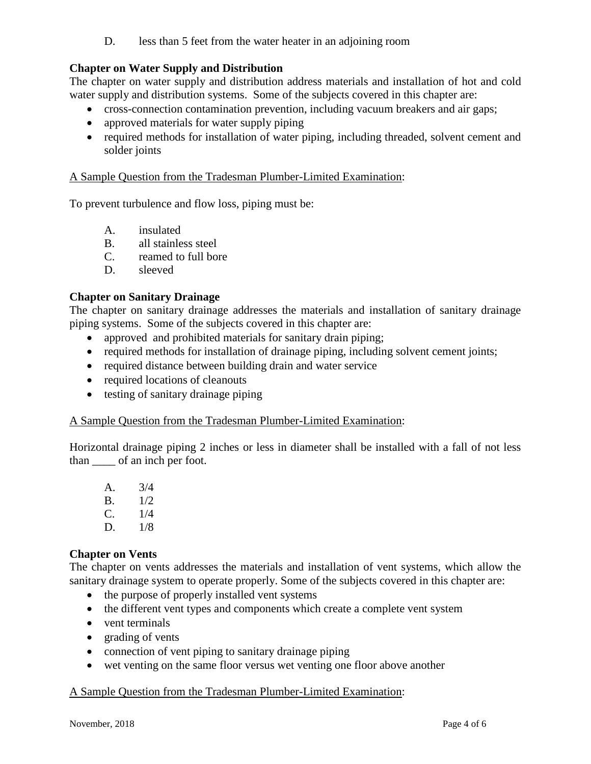D. less than 5 feet from the water heater in an adjoining room

**Chapter on Water Supply and Distribution**

The chapter on water supply and distribution address materials and installation of hot and cold water supply and distribution systems. Some of the subjects covered in this chapter are:

- cross-connection contamination prevention, including vacuum breakers and air gaps;
- approved materials for water supply piping
- required methods for installation of water piping, including threaded, solvent cement and solder joints

<u>A Sample Question from the Tradesman Plumber-Limited Examination</u>:

To prevent turbulence and flow loss, piping must be:

A. insulated  
B. all stainless steel  
C. reamed to full bore  
D. sleeved

**Chapter on Sanitary Drainage**

The chapter on sanitary drainage addresses the materials and installation of sanitary drainage piping systems. Some of the subjects covered in this chapter are:

- approved and prohibited materials for sanitary drain piping;
- required methods for installation of drainage piping, including solvent cement joints;
- required distance between building drain and water service
- required locations of cleanouts
- testing of sanitary drainage piping

<u>A Sample Question from the Tradesman Plumber-Limited Examination</u>:

Horizontal drainage piping 2 inches or less in diameter shall be installed with a fall of not less than ____ of an inch per foot.

A. 3/4  
B. 1/2  
C. 1/4  
D. 1/8

**Chapter on Vents**

The chapter on vents addresses the materials and installation of vent systems, which allow the sanitary drainage system to operate properly. Some of the subjects covered in this chapter are:

- the purpose of properly installed vent systems
- the different vent types and components which create a complete vent system
- vent terminals
- grading of vents
- connection of vent piping to sanitary drainage piping
- wet venting on the same floor versus wet venting one floor above another

<u>A Sample Question from the Tradesman Plumber-Limited Examination</u>: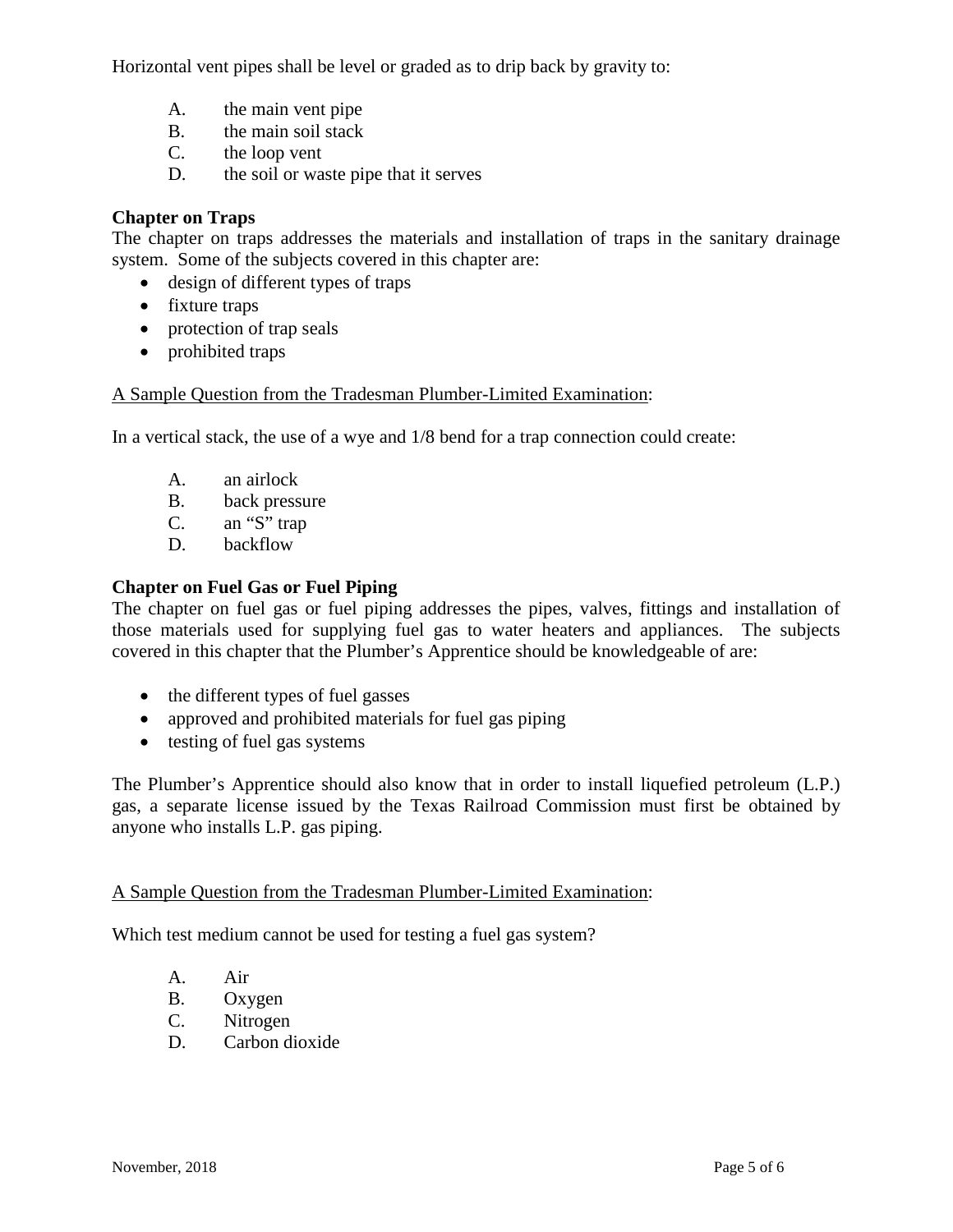Horizontal vent pipes shall be level or graded as to drip back by gravity to:

A. the main vent pipe
B. the main soil stack
C. the loop vent
D. the soil or waste pipe that it serves

**Chapter on Traps**

The chapter on traps addresses the materials and installation of traps in the sanitary drainage system. Some of the subjects covered in this chapter are:

- design of different types of traps
- fixture traps
- protection of trap seals
- prohibited traps

<u>A Sample Question from the Tradesman Plumber-Limited Examination</u>:

In a vertical stack, the use of a wye and 1/8 bend for a trap connection could create:

A. an airlock
B. back pressure
C. an "S" trap
D. backflow

**Chapter on Fuel Gas or Fuel Piping**

The chapter on fuel gas or fuel piping addresses the pipes, valves, fittings and installation of those materials used for supplying fuel gas to water heaters and appliances. The subjects covered in this chapter that the Plumber's Apprentice should be knowledgeable of are:

- the different types of fuel gasses
- approved and prohibited materials for fuel gas piping
- testing of fuel gas systems

The Plumber's Apprentice should also know that in order to install liquefied petroleum (L.P.) gas, a separate license issued by the Texas Railroad Commission must first be obtained by anyone who installs L.P. gas piping.

<u>A Sample Question from the Tradesman Plumber-Limited Examination</u>:

Which test medium cannot be used for testing a fuel gas system?

A. Air
B. Oxygen
C. Nitrogen
D. Carbon dioxide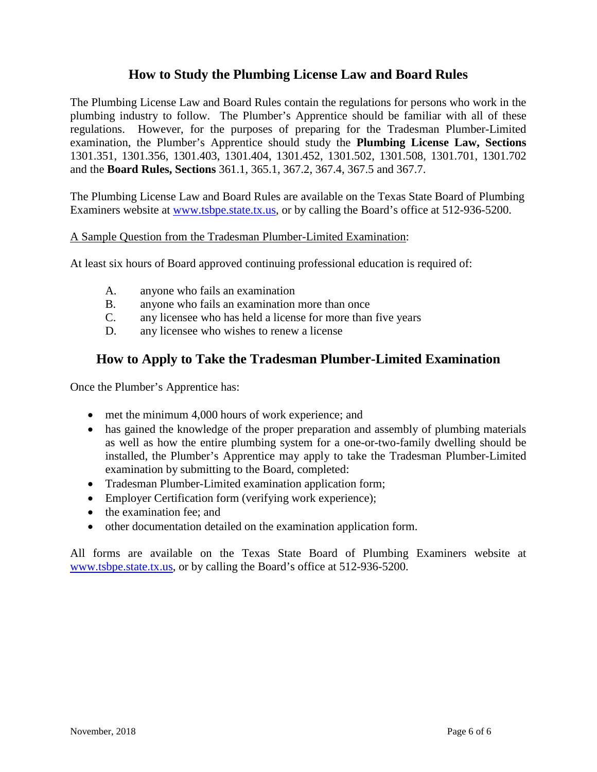## How to Study the Plumbing License Law and Board Rules

The Plumbing License Law and Board Rules contain the regulations for persons who work in the plumbing industry to follow. The Plumber's Apprentice should be familiar with all of these regulations. However, for the purposes of preparing for the Tradesman Plumber-Limited examination, the Plumber's Apprentice should study the **Plumbing License Law, Sections** 1301.351, 1301.356, 1301.403, 1301.404, 1301.452, 1301.502, 1301.508, 1301.701, 1301.702 and the **Board Rules, Sections** 361.1, 365.1, 367.2, 367.4, 367.5 and 367.7.

The Plumbing License Law and Board Rules are available on the Texas State Board of Plumbing Examiners website at [www.tsbpe.state.tx.us](http://www.tsbpe.state.tx.us), or by calling the Board's office at 512-936-5200.

<u>A Sample Question from the Tradesman Plumber-Limited Examination</u>:

At least six hours of Board approved continuing professional education is required of:

- A. anyone who fails an examination
- B. anyone who fails an examination more than once
- C. any licensee who has held a license for more than five years
- D. any licensee who wishes to renew a license

## How to Apply to Take the Tradesman Plumber-Limited Examination

Once the Plumber's Apprentice has:

- met the minimum 4,000 hours of work experience; and
- has gained the knowledge of the proper preparation and assembly of plumbing materials as well as how the entire plumbing system for a one-or-two-family dwelling should be installed, the Plumber's Apprentice may apply to take the Tradesman Plumber-Limited examination by submitting to the Board, completed:
- Tradesman Plumber-Limited examination application form;
- Employer Certification form (verifying work experience);
- the examination fee; and
- other documentation detailed on the examination application form.

All forms are available on the Texas State Board of Plumbing Examiners website at [www.tsbpe.state.tx.us](http://www.tsbpe.state.tx.us), or by calling the Board's office at 512-936-5200.